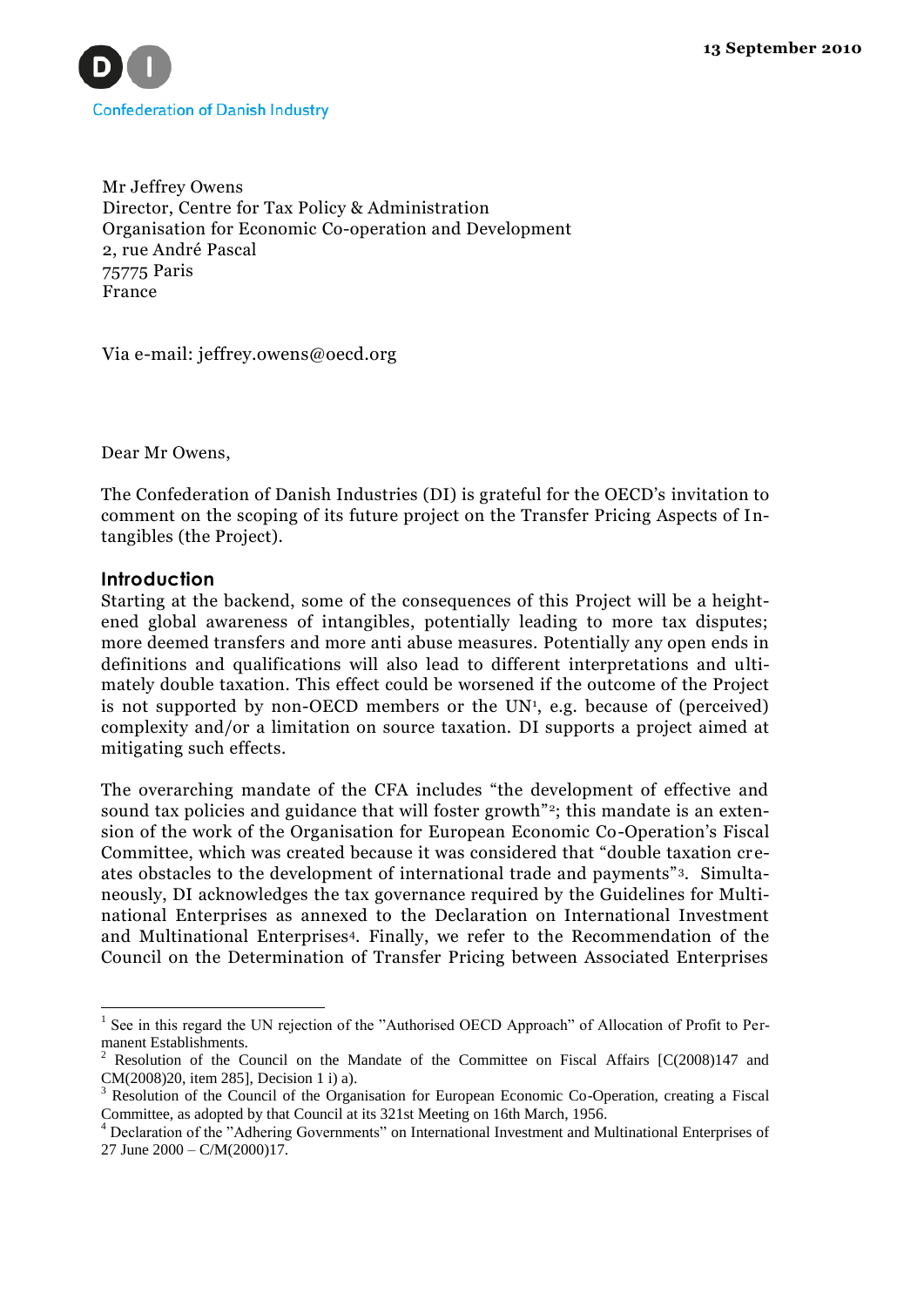Confederation of Danish Industry

13 September 2010

Mr Jeffrey Owens
Director, Centre for Tax Policy & Administration
Organisation for Economic Co-operation and Development
2, rue André Pascal
75775 Paris
France

Via e-mail: jeffrey.owens@oecd.org

Dear Mr Owens,

The Confederation of Danish Industries (DI) is grateful for the OECD's invitation to comment on the scoping of its future project on the Transfer Pricing Aspects of Intangibles (the Project).

## Introduction

Starting at the backend, some of the consequences of this Project will be a heightened global awareness of intangibles, potentially leading to more tax disputes; more deemed transfers and more anti abuse measures. Potentially any open ends in definitions and qualifications will also lead to different interpretations and ultimately double taxation. This effect could be worsened if the outcome of the Project is not supported by non-OECD members or the UN[1], e.g. because of (perceived) complexity and/or a limitation on source taxation. DI supports a project aimed at mitigating such effects.

The overarching mandate of the CFA includes "the development of effective and sound tax policies and guidance that will foster growth"[2]; this mandate is an extension of the work of the Organisation for European Economic Co-Operation's Fiscal Committee, which was created because it was considered that "double taxation creates obstacles to the development of international trade and payments"[3]. Simultaneously, DI acknowledges the tax governance required by the Guidelines for Multinational Enterprises as annexed to the Declaration on International Investment and Multinational Enterprises[4]. Finally, we refer to the Recommendation of the Council on the Determination of Transfer Pricing between Associated Enterprises

---

[1] See in this regard the UN rejection of the "Authorised OECD Approach" of Allocation of Profit to Permanent Establishments.

[2] Resolution of the Council on the Mandate of the Committee on Fiscal Affairs [C(2008)147 and CM(2008)20, item 285], Decision 1 i) a).

[3] Resolution of the Council of the Organisation for European Economic Co-Operation, creating a Fiscal Committee, as adopted by that Council at its 321st Meeting on 16th March, 1956.

[4] Declaration of the "Adhering Governments" on International Investment and Multinational Enterprises of 27 June 2000 – C/M(2000)17.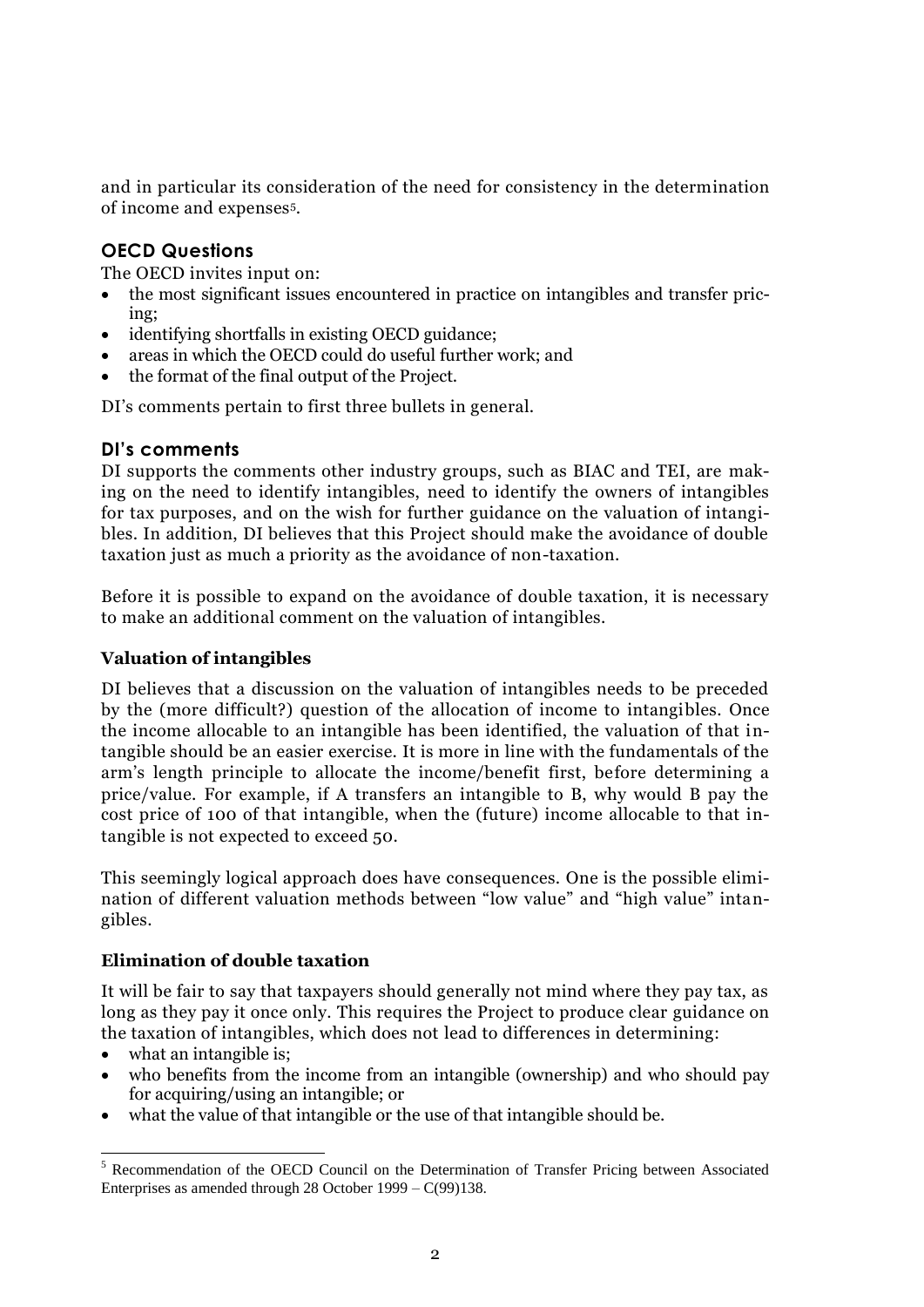and in particular its consideration of the need for consistency in the determination of income and expenses[5].

## OECD Questions

The OECD invites input on:

- the most significant issues encountered in practice on intangibles and transfer pricing;
- identifying shortfalls in existing OECD guidance;
- areas in which the OECD could do useful further work; and
- the format of the final output of the Project.

DI's comments pertain to first three bullets in general.

## DI's comments

DI supports the comments other industry groups, such as BIAC and TEI, are making on the need to identify intangibles, need to identify the owners of intangibles for tax purposes, and on the wish for further guidance on the valuation of intangibles. In addition, DI believes that this Project should make the avoidance of double taxation just as much a priority as the avoidance of non-taxation.

Before it is possible to expand on the avoidance of double taxation, it is necessary to make an additional comment on the valuation of intangibles.

### Valuation of intangibles

DI believes that a discussion on the valuation of intangibles needs to be preceded by the (more difficult?) question of the allocation of income to intangibles. Once the income allocable to an intangible has been identified, the valuation of that intangible should be an easier exercise. It is more in line with the fundamentals of the arm's length principle to allocate the income/benefit first, before determining a price/value. For example, if A transfers an intangible to B, why would B pay the cost price of 100 of that intangible, when the (future) income allocable to that intangible is not expected to exceed 50.

This seemingly logical approach does have consequences. One is the possible elimination of different valuation methods between "low value" and "high value" intangibles.

### Elimination of double taxation

It will be fair to say that taxpayers should generally not mind where they pay tax, as long as they pay it once only. This requires the Project to produce clear guidance on the taxation of intangibles, which does not lead to differences in determining:

- what an intangible is;
- who benefits from the income from an intangible (ownership) and who should pay for acquiring/using an intangible; or
- what the value of that intangible or the use of that intangible should be.

[5] Recommendation of the OECD Council on the Determination of Transfer Pricing between Associated Enterprises as amended through 28 October 1999 – C(99)138.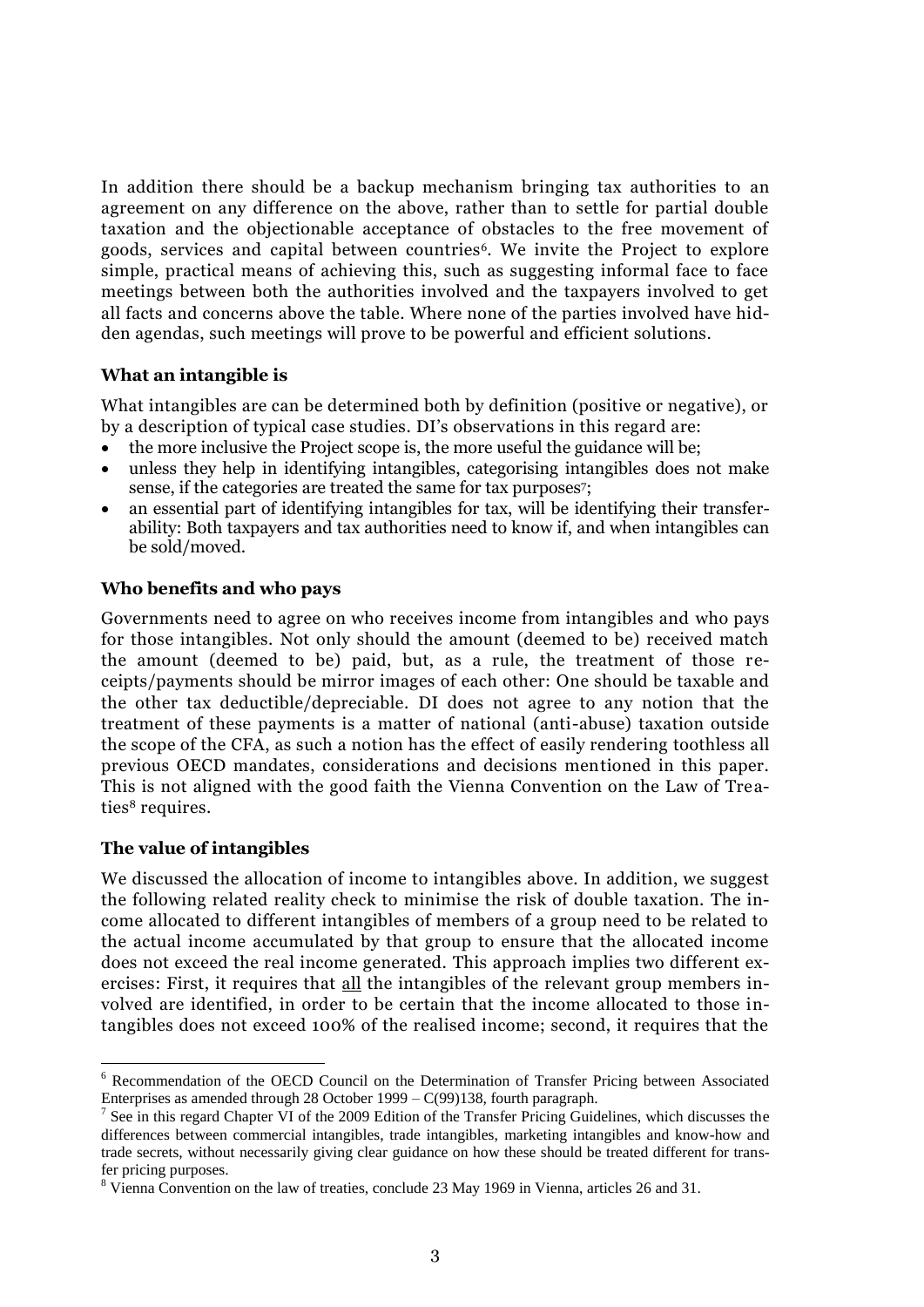In addition there should be a backup mechanism bringing tax authorities to an agreement on any difference on the above, rather than to settle for partial double taxation and the objectionable acceptance of obstacles to the free movement of goods, services and capital between countries[6]. We invite the Project to explore simple, practical means of achieving this, such as suggesting informal face to face meetings between both the authorities involved and the taxpayers involved to get all facts and concerns above the table. Where none of the parties involved have hidden agendas, such meetings will prove to be powerful and efficient solutions.

### What an intangible is

What intangibles are can be determined both by definition (positive or negative), or by a description of typical case studies. DI's observations in this regard are:

- the more inclusive the Project scope is, the more useful the guidance will be;
- unless they help in identifying intangibles, categorising intangibles does not make sense, if the categories are treated the same for tax purposes[7];
- an essential part of identifying intangibles for tax, will be identifying their transferability: Both taxpayers and tax authorities need to know if, and when intangibles can be sold/moved.

### Who benefits and who pays

Governments need to agree on who receives income from intangibles and who pays for those intangibles. Not only should the amount (deemed to be) received match the amount (deemed to be) paid, but, as a rule, the treatment of those receipts/payments should be mirror images of each other: One should be taxable and the other tax deductible/depreciable. DI does not agree to any notion that the treatment of these payments is a matter of national (anti-abuse) taxation outside the scope of the CFA, as such a notion has the effect of easily rendering toothless all previous OECD mandates, considerations and decisions mentioned in this paper. This is not aligned with the good faith the Vienna Convention on the Law of Treaties[8] requires.

### The value of intangibles

We discussed the allocation of income to intangibles above. In addition, we suggest the following related reality check to minimise the risk of double taxation. The income allocated to different intangibles of members of a group need to be related to the actual income accumulated by that group to ensure that the allocated income does not exceed the real income generated. This approach implies two different exercises: First, it requires that <u>all</u> the intangibles of the relevant group members involved are identified, in order to be certain that the income allocated to those intangibles does not exceed 100% of the realised income; second, it requires that the

---

[6] Recommendation of the OECD Council on the Determination of Transfer Pricing between Associated Enterprises as amended through 28 October 1999 – C(99)138, fourth paragraph.

[7] See in this regard Chapter VI of the 2009 Edition of the Transfer Pricing Guidelines, which discusses the differences between commercial intangibles, trade intangibles, marketing intangibles and know-how and trade secrets, without necessarily giving clear guidance on how these should be treated different for transfer pricing purposes.

[8] Vienna Convention on the law of treaties, conclude 23 May 1969 in Vienna, articles 26 and 31.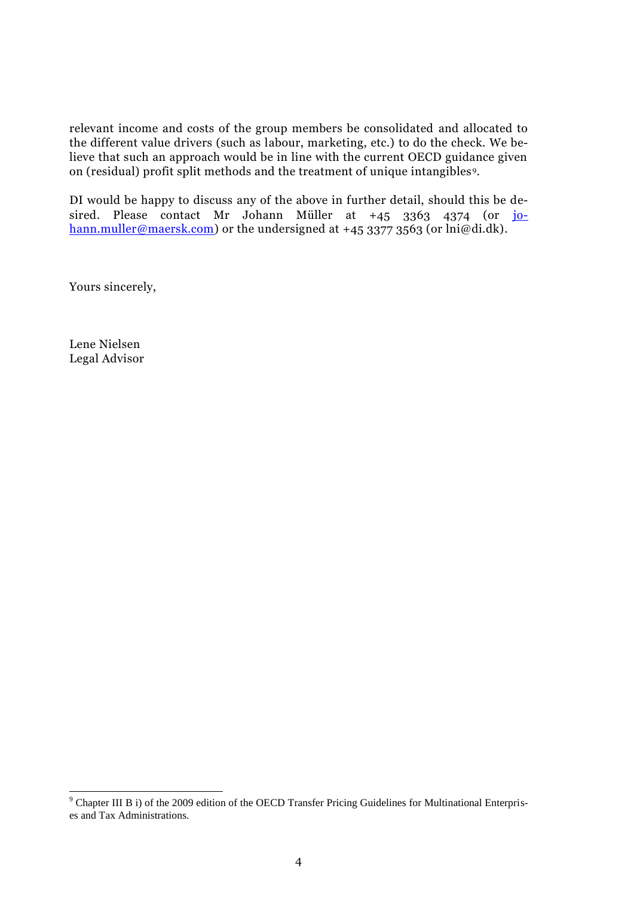relevant income and costs of the group members be consolidated and allocated to the different value drivers (such as labour, marketing, etc.) to do the check. We believe that such an approach would be in line with the current OECD guidance given on (residual) profit split methods and the treatment of unique intangibles[9].

DI would be happy to discuss any of the above in further detail, should this be desired. Please contact Mr Johann Müller at +45 3363 4374 (or johann.muller@maersk.com) or the undersigned at +45 3377 3563 (or lni@di.dk).

Yours sincerely,

Lene Nielsen
Legal Advisor

---

[9] Chapter III B i) of the 2009 edition of the OECD Transfer Pricing Guidelines for Multinational Enterprises and Tax Administrations.